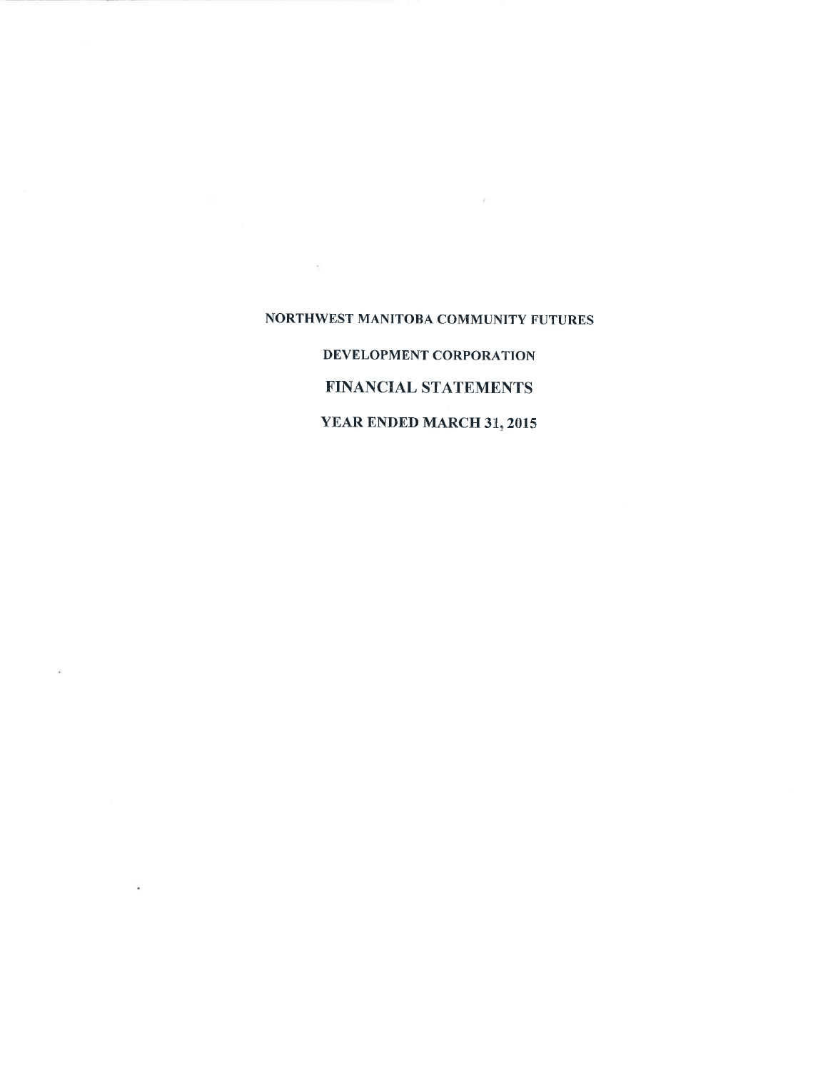# NORTHWEST MANITOBA COMMUNITY FUTURES

## DEVELOPMENT CORPORATION

## FINANCIAL STATEMENTS

## YEAR ENDED MARCH 31, 2015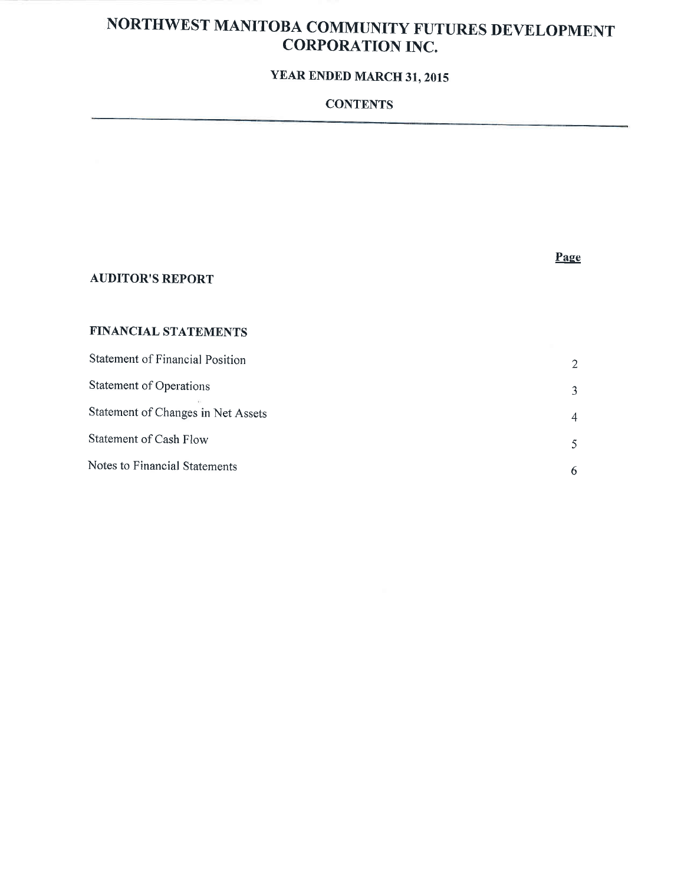# NORTHWEST MANITOBA COMMUNITY FUTURES DEVELOPMENT CORPORATION INC.

## YEAR ENDED MARCH 31, 2015

### CONTENTS

| | Page |
|---|---|
| **AUDITOR'S REPORT** | |
| **FINANCIAL STATEMENTS** | |
| Statement of Financial Position | 2 |
| Statement of Operations | 3 |
| Statement of Changes in Net Assets | 4 |
| Statement of Cash Flow | 5 |
| Notes to Financial Statements | 6 |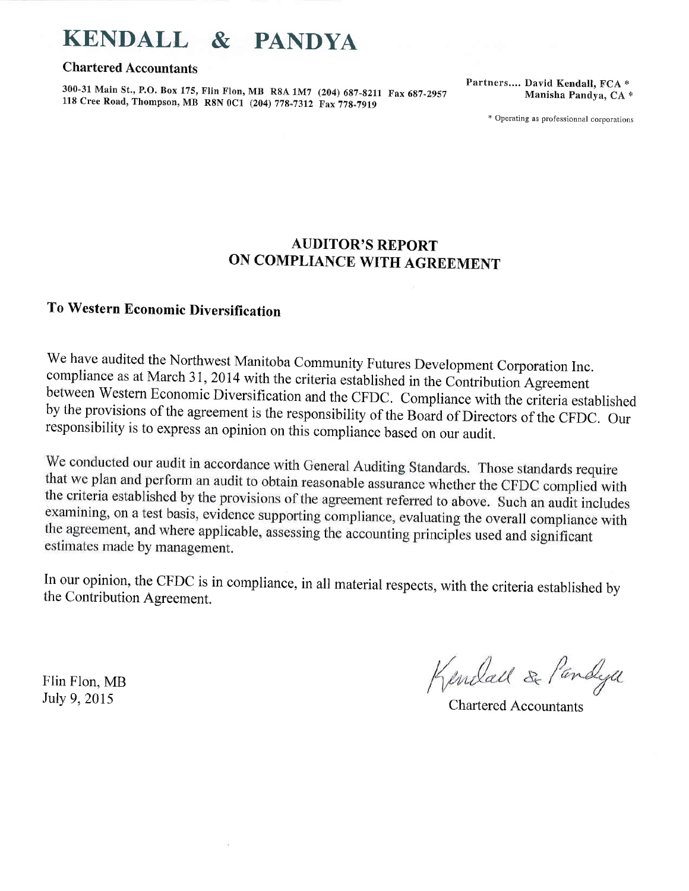# KENDALL & PANDYA

**Chartered Accountants**

**300-31 Main St., P.O. Box 175, Flin Flon, MB R8A 1M7 (204) 687-8211 Fax 687-2957**
**118 Cree Road, Thompson, MB R8N 0C1 (204) 778-7312 Fax 778-7919**

**Partners.... David Kendall, FCA ***
**Manisha Pandya, CA ***

* Operating as professionnal corporations

## AUDITOR'S REPORT
## ON COMPLIANCE WITH AGREEMENT

### To Western Economic Diversification

We have audited the Northwest Manitoba Community Futures Development Corporation Inc. compliance as at March 31, 2014 with the criteria established in the Contribution Agreement between Western Economic Diversification and the CFDC. Compliance with the criteria established by the provisions of the agreement is the responsibility of the Board of Directors of the CFDC. Our responsibility is to express an opinion on this compliance based on our audit.

We conducted our audit in accordance with General Auditing Standards. Those standards require that we plan and perform an audit to obtain reasonable assurance whether the CFDC complied with the criteria established by the provisions of the agreement referred to above. Such an audit includes examining, on a test basis, evidence supporting compliance, evaluating the overall compliance with the agreement, and where applicable, assessing the accounting principles used and significant estimates made by management.

In our opinion, the CFDC is in compliance, in all material respects, with the criteria established by the Contribution Agreement.

Flin Flon, MB
July 9, 2015

Kendall & Pandya
Chartered Accountants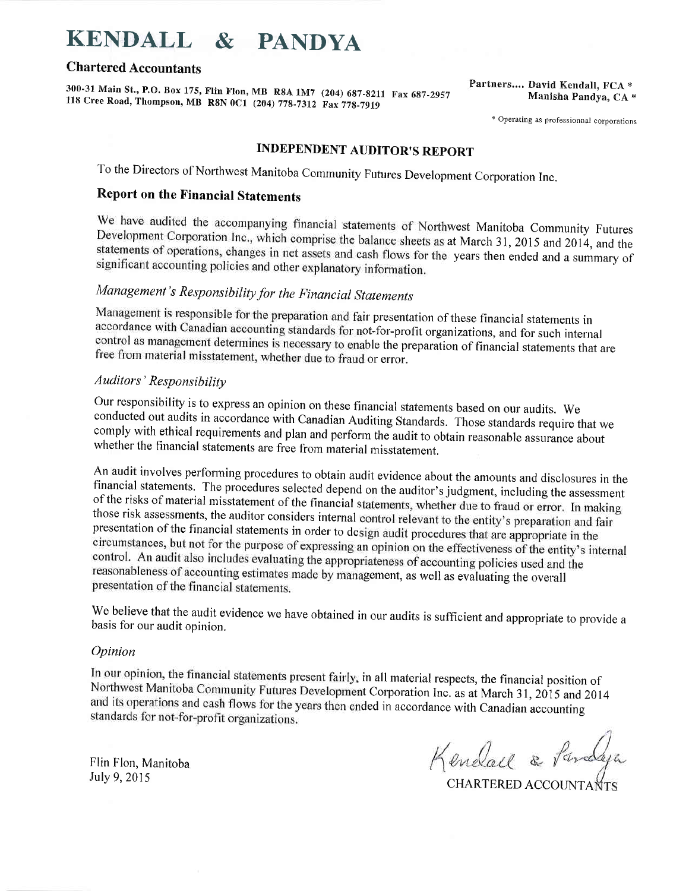# KENDALL & PANDYA

## Chartered Accountants

300-31 Main St., P.O. Box 175, Flin Flon, MB R8A 1M7 (204) 687-8211 Fax 687-2957
118 Cree Road, Thompson, MB R8N 0C1 (204) 778-7312 Fax 778-7919

Partners.... David Kendall, FCA *
Manisha Pandya, CA *

* Operating as professional corporations

## INDEPENDENT AUDITOR'S REPORT

To the Directors of Northwest Manitoba Community Futures Development Corporation Inc.

### Report on the Financial Statements

We have audited the accompanying financial statements of Northwest Manitoba Community Futures Development Corporation Inc., which comprise the balance sheets as at March 31, 2015 and 2014, and the statements of operations, changes in net assets and cash flows for the years then ended and a summary of significant accounting policies and other explanatory information.

#### *Management's Responsibility for the Financial Statements*

Management is responsible for the preparation and fair presentation of these financial statements in accordance with Canadian accounting standards for not-for-profit organizations, and for such internal control as management determines is necessary to enable the preparation of financial statements that are free from material misstatement, whether due to fraud or error.

#### *Auditors' Responsibility*

Our responsibility is to express an opinion on these financial statements based on our audits. We conducted out audits in accordance with Canadian Auditing Standards. Those standards require that we comply with ethical requirements and plan and perform the audit to obtain reasonable assurance about whether the financial statements are free from material misstatement.

An audit involves performing procedures to obtain audit evidence about the amounts and disclosures in the financial statements. The procedures selected depend on the auditor's judgment, including the assessment of the risks of material misstatement of the financial statements, whether due to fraud or error. In making those risk assessments, the auditor considers internal control relevant to the entity's preparation and fair presentation of the financial statements in order to design audit procedures that are appropriate in the circumstances, but not for the purpose of expressing an opinion on the effectiveness of the entity's internal control. An audit also includes evaluating the appropriateness of accounting policies used and the reasonableness of accounting estimates made by management, as well as evaluating the overall presentation of the financial statements.

We believe that the audit evidence we have obtained in our audits is sufficient and appropriate to provide a basis for our audit opinion.

#### *Opinion*

In our opinion, the financial statements present fairly, in all material respects, the financial position of Northwest Manitoba Community Futures Development Corporation Inc. as at March 31, 2015 and 2014 and its operations and cash flows for the years then ended in accordance with Canadian accounting standards for not-for-profit organizations.

Flin Flon, Manitoba
July 9, 2015

Kendall & Pandya
CHARTERED ACCOUNTANTS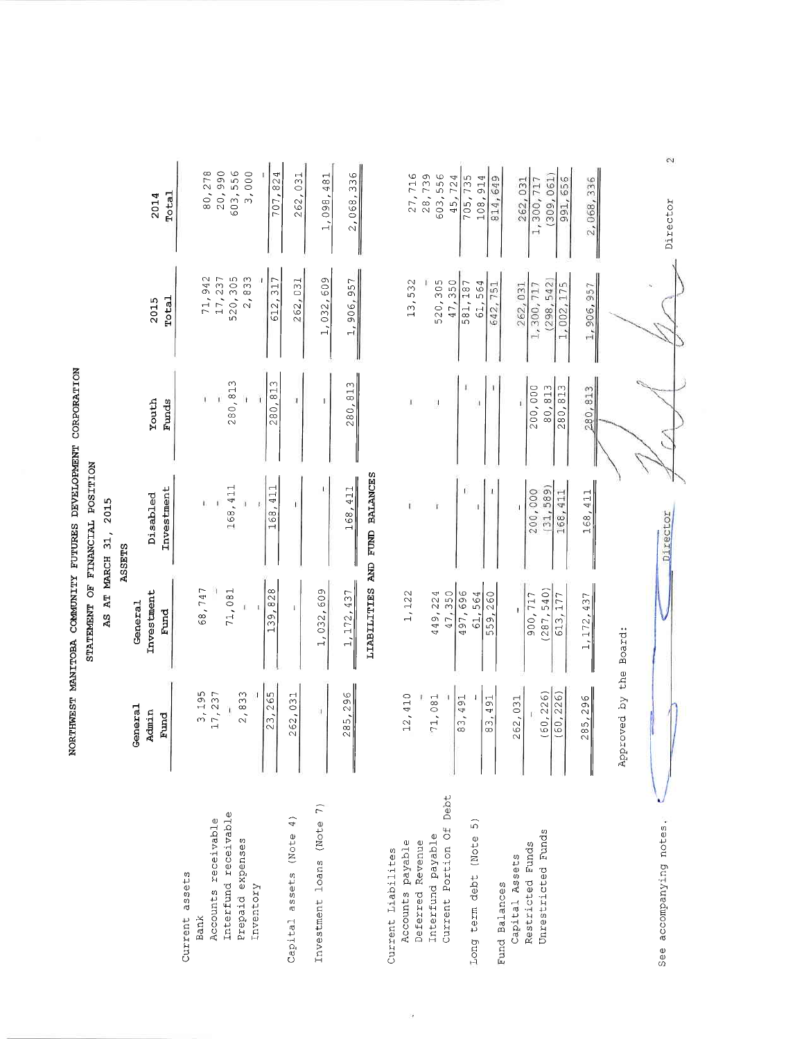# NORTHWEST MANITOBA COMMUNITY FUTURES DEVELOPMENT CORPORATION

## STATEMENT OF FINANCIAL POSITION

### AS AT MARCH 31, 2015

#### ASSETS

| | General Admin Fund | General Investment Fund | Disabled Investment | Youth Funds | 2015 Total | 2014 Total |
|---|---|---|---|---|---|---|
| **Current assets** | | | | | | |
| Bank | 3,195 | 68,747 | - | - | 71,942 | 80,278 |
| Accounts receivable | 17,237 | - | - | - | 17,237 | 20,990 |
| Interfund receivable | - | 71,081 | 168,411 | 280,813 | 520,305 | 603,556 |
| Prepaid expenses | 2,833 | - | - | - | 2,833 | 3,000 |
| Inventory | - | - | - | - | - | - |
| | 23,265 | 139,828 | 168,411 | 280,813 | 612,317 | 707,824 |
| Capital assets (Note 4) | 262,031 | - | - | - | 262,031 | 262,031 |
| Investment loans (Note 7) | - | 1,032,609 | - | - | 1,032,609 | 1,098,481 |
| | 285,296 | 1,172,437 | 168,411 | 280,813 | 1,906,957 | 2,068,336 |

#### LIABILITIES AND FUND BALANCES

| | General Admin Fund | General Investment Fund | Disabled Investment | Youth Funds | 2015 Total | 2014 Total |
|---|---|---|---|---|---|---|
| **Current Liabilites** | | | | | | |
| Accounts payable | 12,410 | 1,122 | - | - | 13,532 | 27,716 |
| Deferred Revenue | - | | | | - | 28,739 |
| Interfund payable | 71,081 | 449,224 | - | - | 520,305 | 603,556 |
| Current Portion Of Debt | - | 47,350 | | | 47,350 | 45,724 |
| | 83,491 | 497,696 | - | - | 581,187 | 705,735 |
| Long term debt (Note 5) | - | 61,564 | - | - | 61,564 | 108,914 |
| | 83,491 | 559,260 | - | - | 642,751 | 814,649 |
| **Fund Balances** | | | | | | |
| Capital Assets | 262,031 | - | - | - | 262,031 | 262,031 |
| Restricted Funds | - | 900,717 | 200,000 | 200,000 | 1,300,717 | 1,300,717 |
| Unrestricted Funds | (60,226) | (287,540) | (31,589) | 80,813 | (298,542) | (309,061) |
| | (60,226) | 613,177 | 168,411 | 280,813 | 1,002,175 | 991,656 |
| | 285,296 | 1,172,437 | 168,411 | 280,813 | 1,906,957 | 2,068,336 |

Approved by the Board:

Director

Director

See accompanying notes.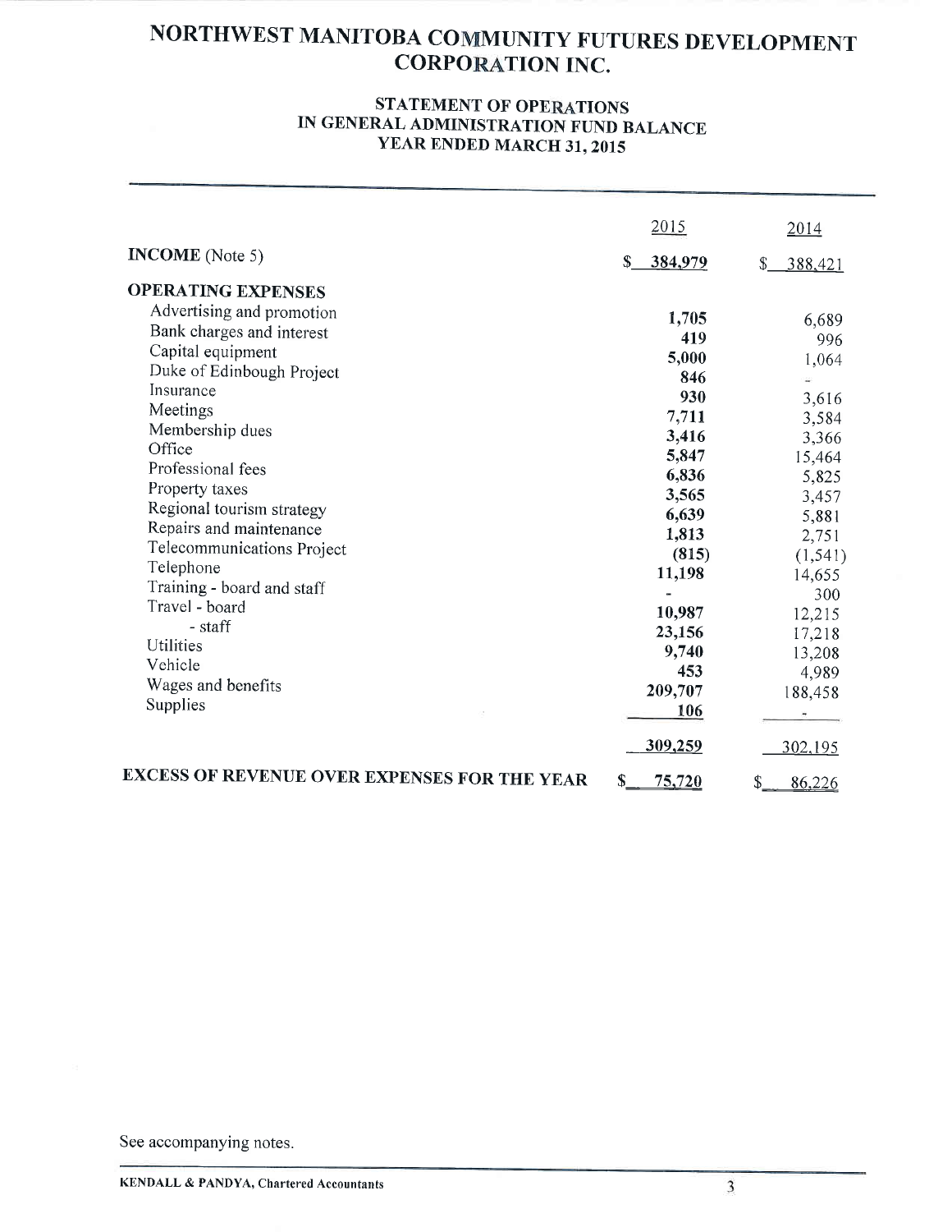# NORTHWEST MANITOBA COMMUNITY FUTURES DEVELOPMENT CORPORATION INC.

## STATEMENT OF OPERATIONS IN GENERAL ADMINISTRATION FUND BALANCE YEAR ENDED MARCH 31, 2015

| | 2015 | 2014 |
|---|---|---|
| **INCOME** (Note 5) | $ 384,979 | $ 388,421 |
| **OPERATING EXPENSES** | | |
| Advertising and promotion | 1,705 | 6,689 |
| Bank charges and interest | 419 | 996 |
| Capital equipment | 5,000 | 1,064 |
| Duke of Edinbough Project | 846 | - |
| Insurance | 930 | 3,616 |
| Meetings | 7,711 | 3,584 |
| Membership dues | 3,416 | 3,366 |
| Office | 5,847 | 15,464 |
| Professional fees | 6,836 | 5,825 |
| Property taxes | 3,565 | 3,457 |
| Regional tourism strategy | 6,639 | 5,881 |
| Repairs and maintenance | 1,813 | 2,751 |
| Telecommunications Project | (815) | (1,541) |
| Telephone | 11,198 | 14,655 |
| Training - board and staff | - | 300 |
| Travel - board | 10,987 | 12,215 |
| - staff | 23,156 | 17,218 |
| Utilities | 9,740 | 13,208 |
| Vehicle | 453 | 4,989 |
| Wages and benefits | 209,707 | 188,458 |
| Supplies | 106 | - |
| | 309,259 | 302,195 |
| **EXCESS OF REVENUE OVER EXPENSES FOR THE YEAR** | $ 75,720 | $ 86,226 |

See accompanying notes.

KENDALL & PANDYA, Chartered Accountants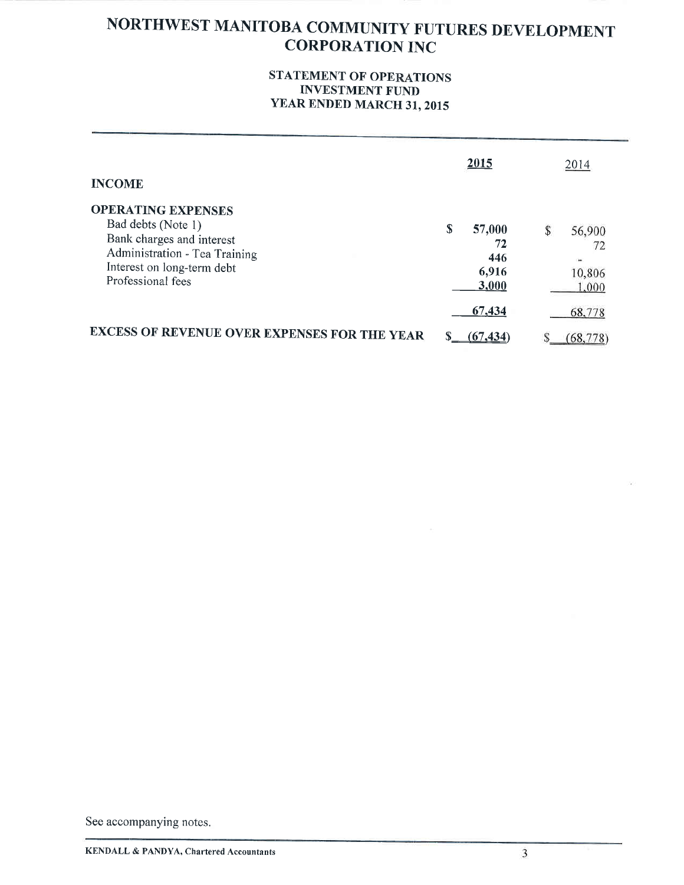# NORTHWEST MANITOBA COMMUNITY FUTURES DEVELOPMENT CORPORATION INC

## STATEMENT OF OPERATIONS
## INVESTMENT FUND
## YEAR ENDED MARCH 31, 2015

| | 2015 | 2014 |
|---|---|---|
| **INCOME** | | |
| **OPERATING EXPENSES** | | |
| Bad debts (Note 1) | $ 57,000 | $ 56,900 |
| Bank charges and interest | 72 | 72 |
| Administration - Tea Training | 446 | - |
| Interest on long-term debt | 6,916 | 10,806 |
| Professional fees | 3,000 | 1,000 |
| | 67,434 | 68,778 |
| **EXCESS OF REVENUE OVER EXPENSES FOR THE YEAR** | $ (67,434) | $ (68,778) |

See accompanying notes.

KENDALL & PANDYA, Chartered Accountants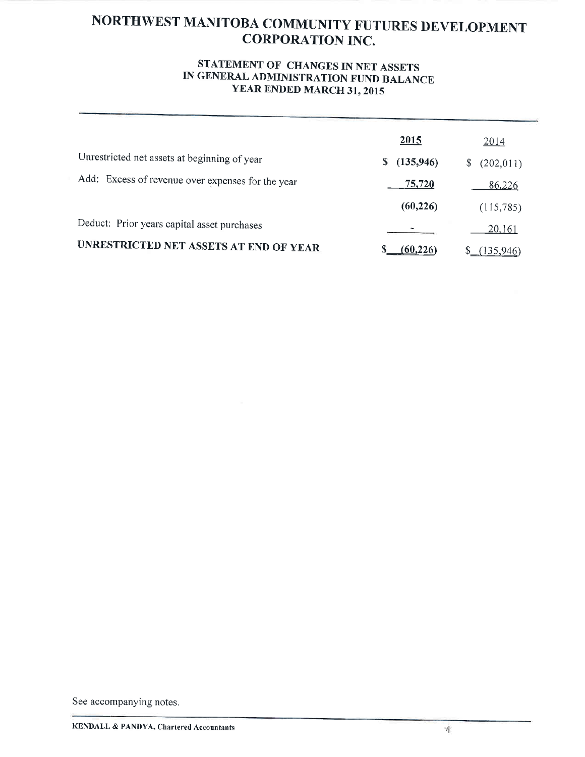# NORTHWEST MANITOBA COMMUNITY FUTURES DEVELOPMENT CORPORATION INC.

## STATEMENT OF CHANGES IN NET ASSETS IN GENERAL ADMINISTRATION FUND BALANCE YEAR ENDED MARCH 31, 2015

| | 2015 | 2014 |
|---|---|---|
| Unrestricted net assets at beginning of year | $ (135,946) | $ (202,011) |
| Add: Excess of revenue over expenses for the year | 75,720 | 86,226 |
| | (60,226) | (115,785) |
| Deduct: Prior years capital asset purchases | - | 20,161 |
| **UNRESTRICTED NET ASSETS AT END OF YEAR** | $ (60,226) | $ (135,946) |

See accompanying notes.

KENDALL & PANDYA, Chartered Accountants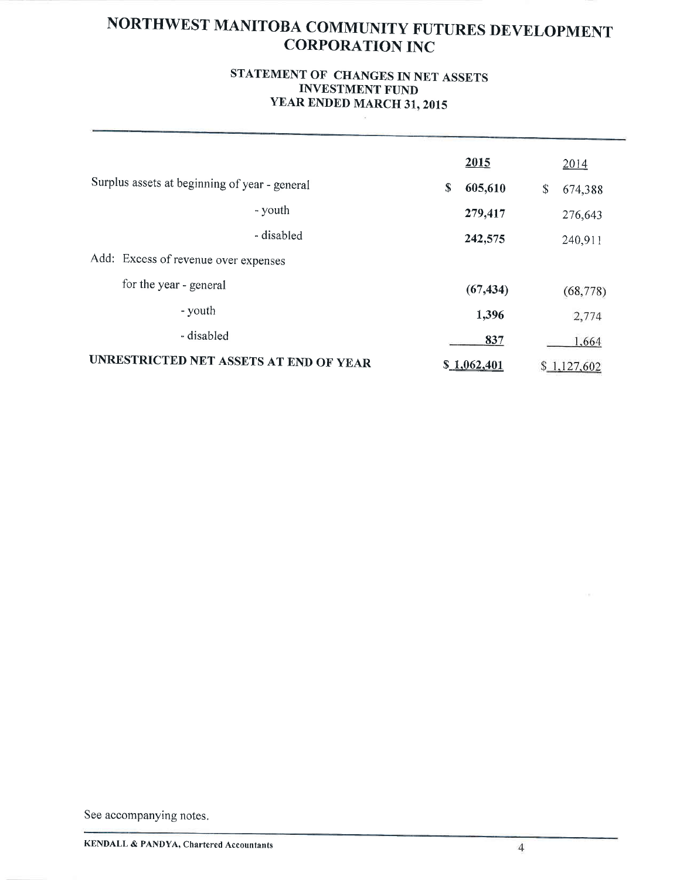# NORTHWEST MANITOBA COMMUNITY FUTURES DEVELOPMENT CORPORATION INC

## STATEMENT OF CHANGES IN NET ASSETS
## INVESTMENT FUND
## YEAR ENDED MARCH 31, 2015

| | **2015** | 2014 |
|---|---|---|
| Surplus assets at beginning of year - general | **$ 605,610** | $ 674,388 |
| - youth | **279,417** | 276,643 |
| - disabled | **242,575** | 240,911 |
| Add: Excess of revenue over expenses | | |
| for the year - general | **(67,434)** | (68,778) |
| - youth | **1,396** | 2,774 |
| - disabled | **837** | 1,664 |
| **UNRESTRICTED NET ASSETS AT END OF YEAR** | **$ 1,062,401** | $ 1,127,602 |

See accompanying notes.

**KENDALL & PANDYA, Chartered Accountants**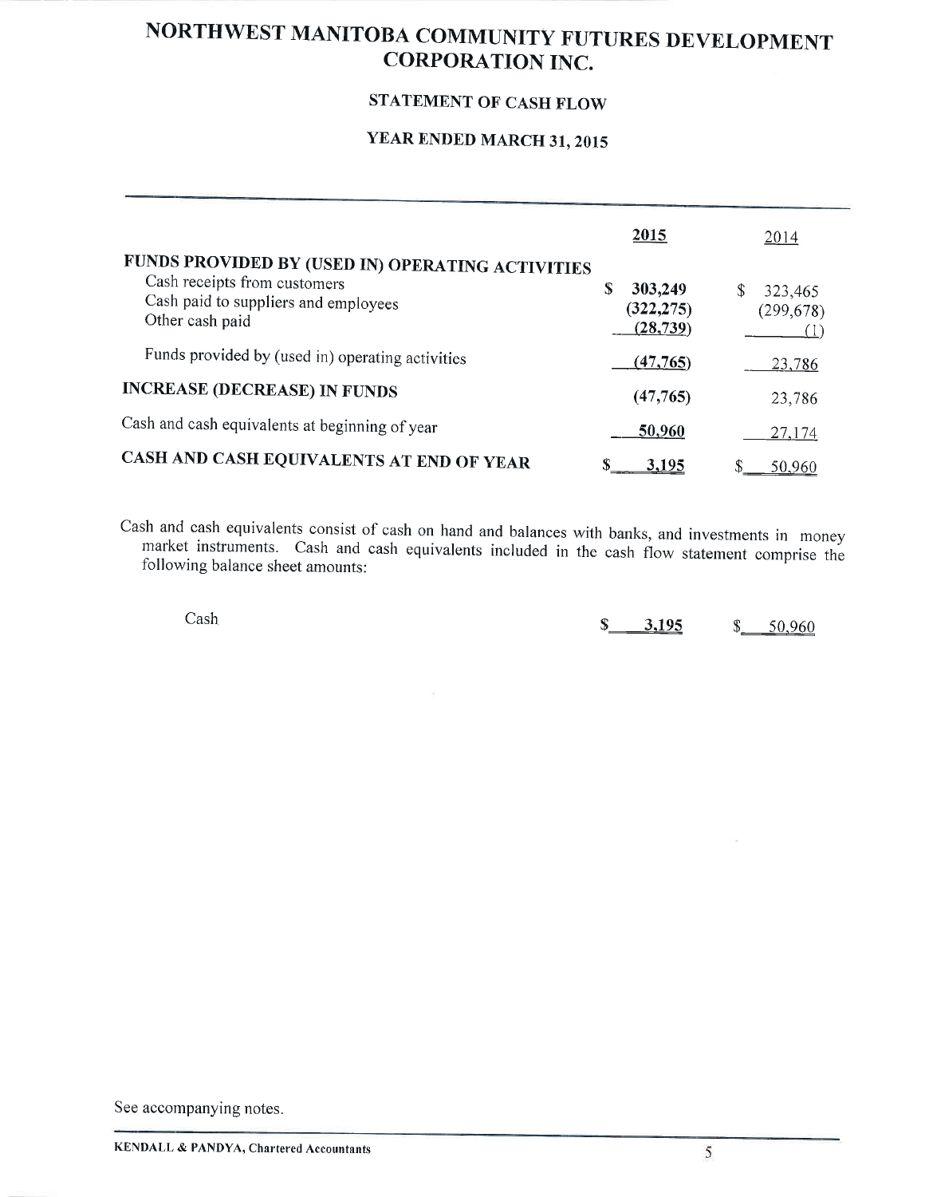# NORTHWEST MANITOBA COMMUNITY FUTURES DEVELOPMENT CORPORATION INC.

## STATEMENT OF CASH FLOW

## YEAR ENDED MARCH 31, 2015

| | 2015 | 2014 |
|---|---|---|
| **FUNDS PROVIDED BY (USED IN) OPERATING ACTIVITIES** | | |
| Cash receipts from customers | $ 303,249 | $ 323,465 |
| Cash paid to suppliers and employees | (322,275) | (299,678) |
| Other cash paid | (28,739) | (1) |
| Funds provided by (used in) operating activities | (47,765) | 23,786 |
| **INCREASE (DECREASE) IN FUNDS** | (47,765) | 23,786 |
| Cash and cash equivalents at beginning of year | 50,960 | 27,174 |
| **CASH AND CASH EQUIVALENTS AT END OF YEAR** | $ 3,195 | $ 50,960 |

Cash and cash equivalents consist of cash on hand and balances with banks, and investments in money market instruments. Cash and cash equivalents included in the cash flow statement comprise the following balance sheet amounts:

| | 2015 | 2014 |
|---|---|---|
| Cash | $ 3,195 | $ 50,960 |

See accompanying notes.

KENDALL & PANDYA, Chartered Accountants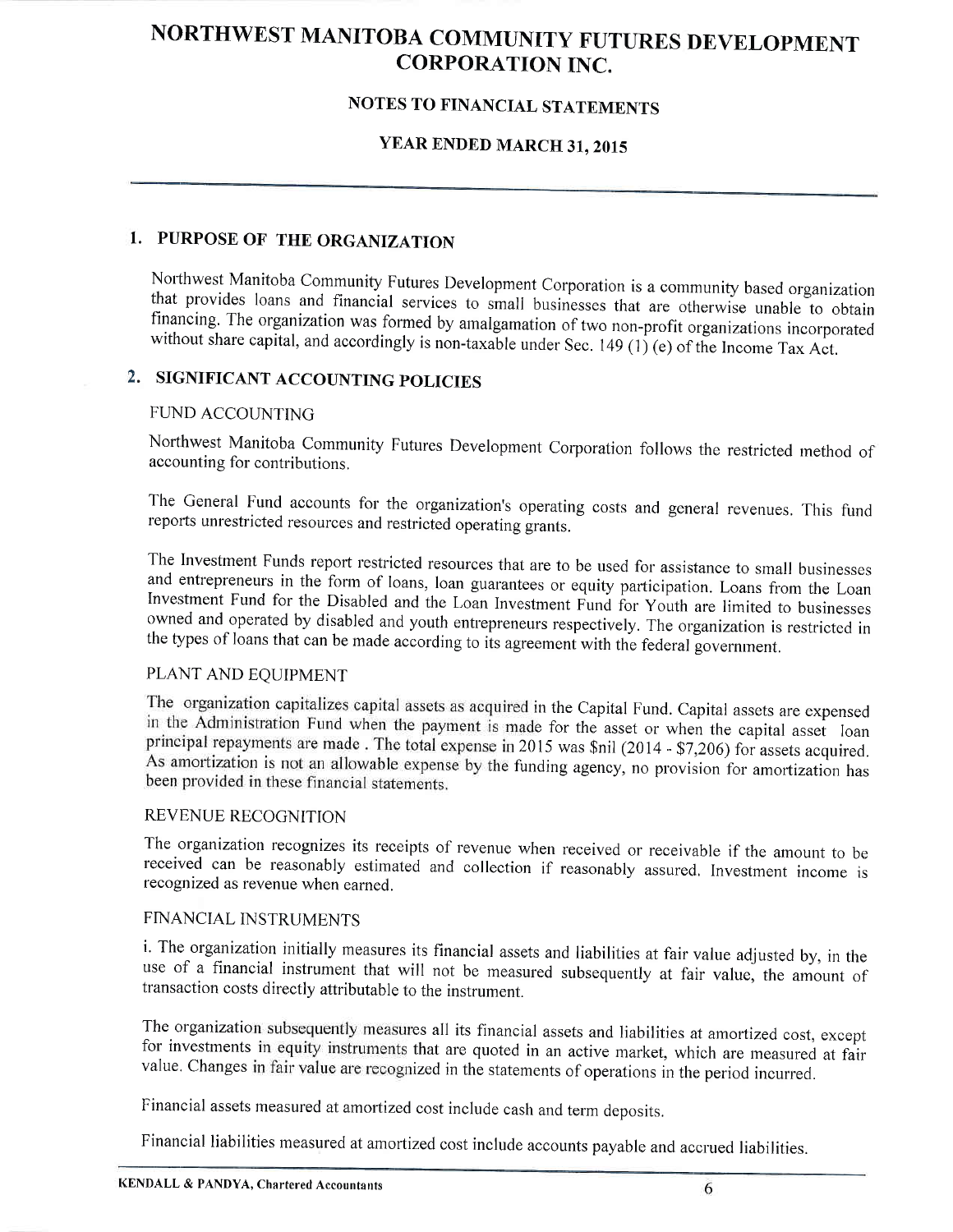# NORTHWEST MANITOBA COMMUNITY FUTURES DEVELOPMENT CORPORATION INC.

## NOTES TO FINANCIAL STATEMENTS

## YEAR ENDED MARCH 31, 2015

### 1. PURPOSE OF THE ORGANIZATION

Northwest Manitoba Community Futures Development Corporation is a community based organization that provides loans and financial services to small businesses that are otherwise unable to obtain financing. The organization was formed by amalgamation of two non-profit organizations incorporated without share capital, and accordingly is non-taxable under Sec. 149 (1) (e) of the Income Tax Act.

### 2. SIGNIFICANT ACCOUNTING POLICIES

FUND ACCOUNTING

Northwest Manitoba Community Futures Development Corporation follows the restricted method of accounting for contributions.

The General Fund accounts for the organization's operating costs and general revenues. This fund reports unrestricted resources and restricted operating grants.

The Investment Funds report restricted resources that are to be used for assistance to small businesses and entrepreneurs in the form of loans, loan guarantees or equity participation. Loans from the Loan Investment Fund for the Disabled and the Loan Investment Fund for Youth are limited to businesses owned and operated by disabled and youth entrepreneurs respectively. The organization is restricted in the types of loans that can be made according to its agreement with the federal government.

PLANT AND EQUIPMENT

The organization capitalizes capital assets as acquired in the Capital Fund. Capital assets are expensed in the Administration Fund when the payment is made for the asset or when the capital asset loan principal repayments are made . The total expense in 2015 was $nil (2014 - $7,206) for assets acquired. As amortization is not an allowable expense by the funding agency, no provision for amortization has been provided in these financial statements.

REVENUE RECOGNITION

The organization recognizes its receipts of revenue when received or receivable if the amount to be received can be reasonably estimated and collection if reasonably assured. Investment income is recognized as revenue when earned.

FINANCIAL INSTRUMENTS

i. The organization initially measures its financial assets and liabilities at fair value adjusted by, in the use of a financial instrument that will not be measured subsequently at fair value, the amount of transaction costs directly attributable to the instrument.

The organization subsequently measures all its financial assets and liabilities at amortized cost, except for investments in equity instruments that are quoted in an active market, which are measured at fair value. Changes in fair value are recognized in the statements of operations in the period incurred.

Financial assets measured at amortized cost include cash and term deposits.

Financial liabilities measured at amortized cost include accounts payable and accrued liabilities.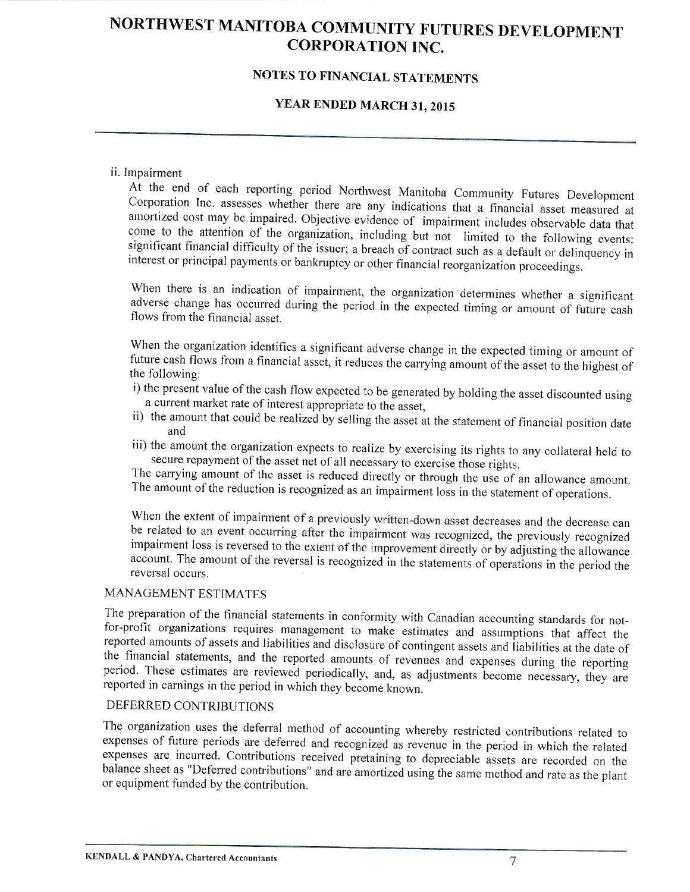# NORTHWEST MANITOBA COMMUNITY FUTURES DEVELOPMENT CORPORATION INC.

## NOTES TO FINANCIAL STATEMENTS

## YEAR ENDED MARCH 31, 2015

ii. Impairment

At the end of each reporting period Northwest Manitoba Community Futures Development Corporation Inc. assesses whether there are any indications that a financial asset measured at amortized cost may be impaired. Objective evidence of impairment includes observable data that come to the attention of the organization, including but not limited to the following events: significant financial difficulty of the issuer; a breach of contract such as a default or delinquency in interest or principal payments or bankruptcy or other financial reorganization proceedings.

When there is an indication of impairment, the organization determines whether a significant adverse change has occurred during the period in the expected timing or amount of future cash flows from the financial asset.

When the organization identifies a significant adverse change in the expected timing or amount of future cash flows from a financial asset, it reduces the carrying amount of the asset to the highest of the following:

i) the present value of the cash flow expected to be generated by holding the asset discounted using a current market rate of interest appropriate to the asset,

ii) the amount that could be realized by selling the asset at the statement of financial position date and

iii) the amount the organization expects to realize by exercising its rights to any collateral held to secure repayment of the asset net of all necessary to exercise those rights.

The carrying amount of the asset is reduced directly or through the use of an allowance amount. The amount of the reduction is recognized as an impairment loss in the statement of operations.

When the extent of impairment of a previously written-down asset decreases and the decrease can be related to an event occurring after the impairment was recognized, the previously recognized impairment loss is reversed to the extent of the improvement directly or by adjusting the allowance account. The amount of the reversal is recognized in the statements of operations in the period the reversal occurs.

MANAGEMENT ESTIMATES

The preparation of the financial statements in conformity with Canadian accounting standards for not-for-profit organizations requires management to make estimates and assumptions that affect the reported amounts of assets and liabilities and disclosure of contingent assets and liabilities at the date of the financial statements, and the reported amounts of revenues and expenses during the reporting period. These estimates are reviewed periodically, and, as adjustments become necessary, they are reported in earnings in the period in which they become known.

DEFERRED CONTRIBUTIONS

The organization uses the deferral method of accounting whereby restricted contributions related to expenses of future periods are deferred and recognized as revenue in the period in which the related expenses are incurred. Contributions received pretaining to depreciable assets are recorded on the balance sheet as "Deferred contributions" and are amortized using the same method and rate as the plant or equipment funded by the contribution.

KENDALL & PANDYA, Chartered Accountants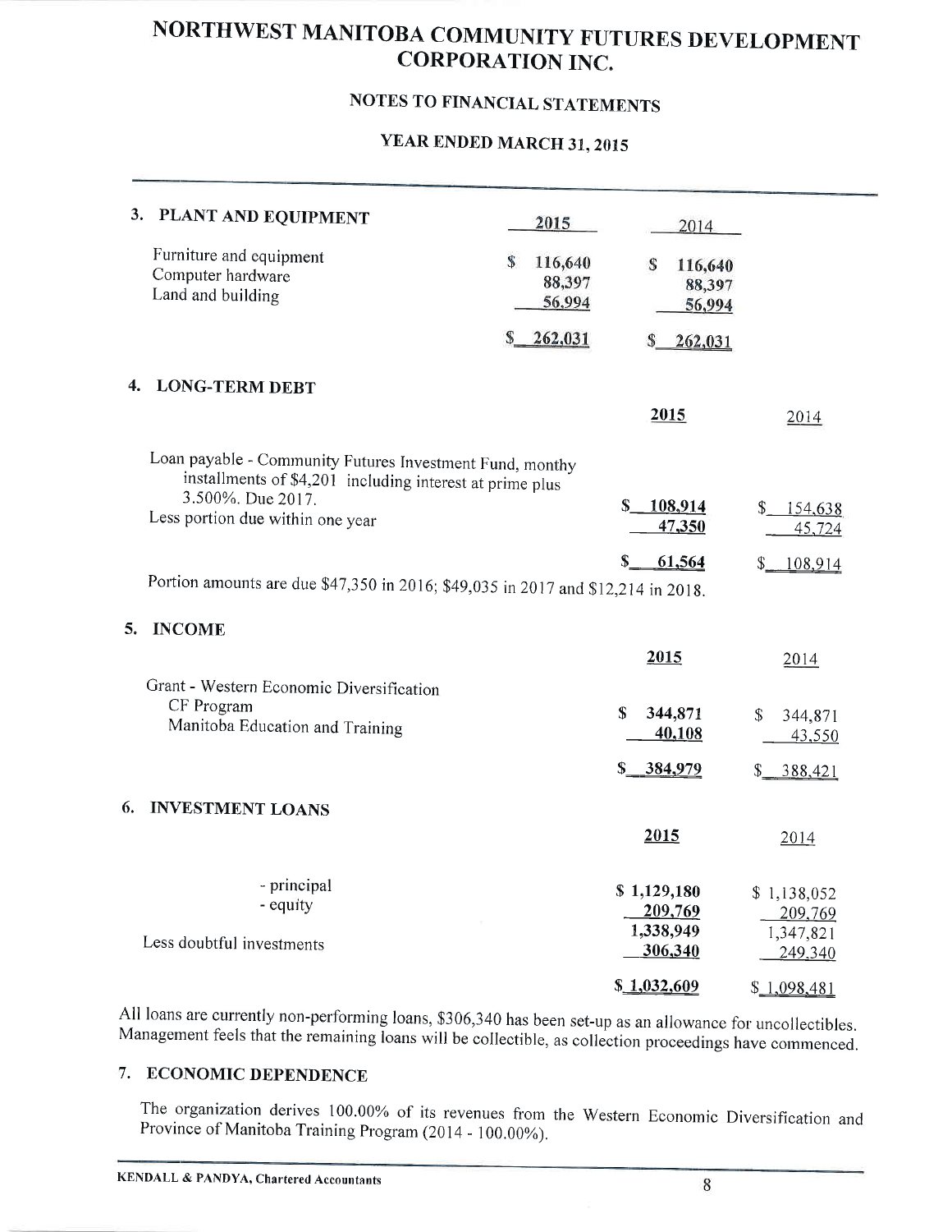# NORTHWEST MANITOBA COMMUNITY FUTURES DEVELOPMENT CORPORATION INC.

## NOTES TO FINANCIAL STATEMENTS

## YEAR ENDED MARCH 31, 2015

### 3. PLANT AND EQUIPMENT

| | 2015 | 2014 |
|---|---|---|
| Furniture and equipment | $ 116,640 | $ 116,640 |
| Computer hardware | 88,397 | 88,397 |
| Land and building | 56,994 | 56,994 |
| | $ 262,031 | $ 262,031 |

### 4. LONG-TERM DEBT

| | 2015 | 2014 |
|---|---|---|
| Loan payable - Community Futures Investment Fund, monthy installments of $4,201 including interest at prime plus 3.500%. Due 2017. | $ 108,914 | $ 154,638 |
| Less portion due within one year | 47,350 | 45,724 |
| | $ 61,564 | $ 108,914 |

Portion amounts are due $47,350 in 2016; $49,035 in 2017 and $12,214 in 2018.

### 5. INCOME

| | 2015 | 2014 |
|---|---|---|
| Grant - Western Economic Diversification | | |
| CF Program | $ 344,871 | $ 344,871 |
| Manitoba Education and Training | 40,108 | 43,550 |
| | $ 384,979 | $ 388,421 |

### 6. INVESTMENT LOANS

| | 2015 | 2014 |
|---|---|---|
| - principal | $ 1,129,180 | $ 1,138,052 |
| - equity | 209,769 | 209,769 |
| | 1,338,949 | 1,347,821 |
| Less doubtful investments | 306,340 | 249,340 |
| | $ 1,032,609 | $ 1,098,481 |

All loans are currently non-performing loans, $306,340 has been set-up as an allowance for uncollectibles. Management feels that the remaining loans will be collectible, as collection proceedings have commenced.

### 7. ECONOMIC DEPENDENCE

The organization derives 100.00% of its revenues from the Western Economic Diversification and Province of Manitoba Training Program (2014 - 100.00%).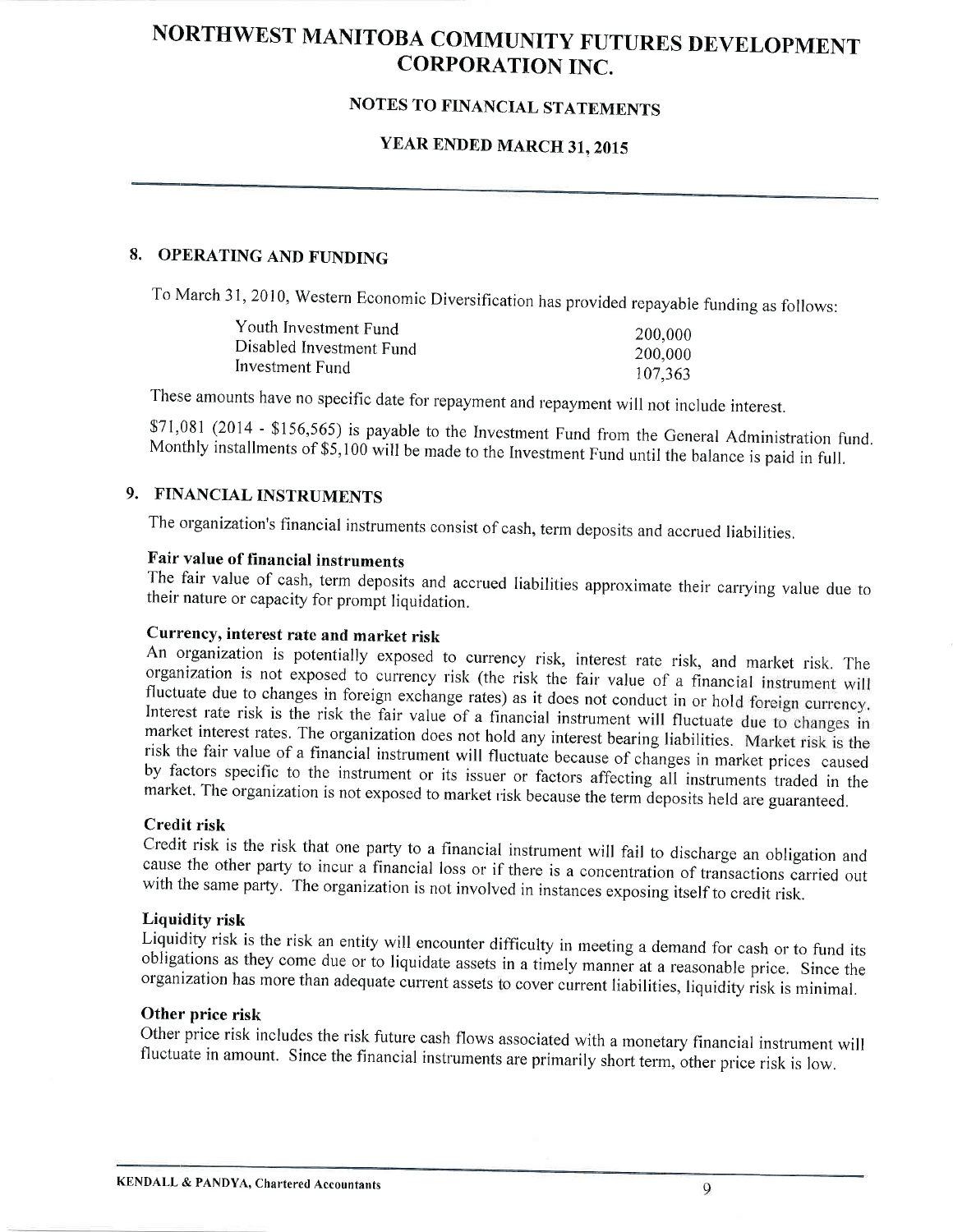# NORTHWEST MANITOBA COMMUNITY FUTURES DEVELOPMENT CORPORATION INC.

## NOTES TO FINANCIAL STATEMENTS

## YEAR ENDED MARCH 31, 2015

### 8. OPERATING AND FUNDING

To March 31, 2010, Western Economic Diversification has provided repayable funding as follows:

| | |
|---|---|
| Youth Investment Fund | 200,000 |
| Disabled Investment Fund | 200,000 |
| Investment Fund | 107,363 |

These amounts have no specific date for repayment and repayment will not include interest.

$71,081 (2014 - $156,565) is payable to the Investment Fund from the General Administration fund. Monthly installments of $5,100 will be made to the Investment Fund until the balance is paid in full.

### 9. FINANCIAL INSTRUMENTS

The organization's financial instruments consist of cash, term deposits and accrued liabilities.

**Fair value of financial instruments**
The fair value of cash, term deposits and accrued liabilities approximate their carrying value due to their nature or capacity for prompt liquidation.

**Currency, interest rate and market risk**
An organization is potentially exposed to currency risk, interest rate risk, and market risk. The organization is not exposed to currency risk (the risk the fair value of a financial instrument will fluctuate due to changes in foreign exchange rates) as it does not conduct in or hold foreign currency. Interest rate risk is the risk the fair value of a financial instrument will fluctuate due to changes in market interest rates. The organization does not hold any interest bearing liabilities. Market risk is the risk the fair value of a financial instrument will fluctuate because of changes in market prices caused by factors specific to the instrument or its issuer or factors affecting all instruments traded in the market. The organization is not exposed to market risk because the term deposits held are guaranteed.

**Credit risk**
Credit risk is the risk that one party to a financial instrument will fail to discharge an obligation and cause the other party to incur a financial loss or if there is a concentration of transactions carried out with the same party. The organization is not involved in instances exposing itself to credit risk.

**Liquidity risk**
Liquidity risk is the risk an entity will encounter difficulty in meeting a demand for cash or to fund its obligations as they come due or to liquidate assets in a timely manner at a reasonable price. Since the organization has more than adequate current assets to cover current liabilities, liquidity risk is minimal.

**Other price risk**
Other price risk includes the risk future cash flows associated with a monetary financial instrument will fluctuate in amount. Since the financial instruments are primarily short term, other price risk is low.